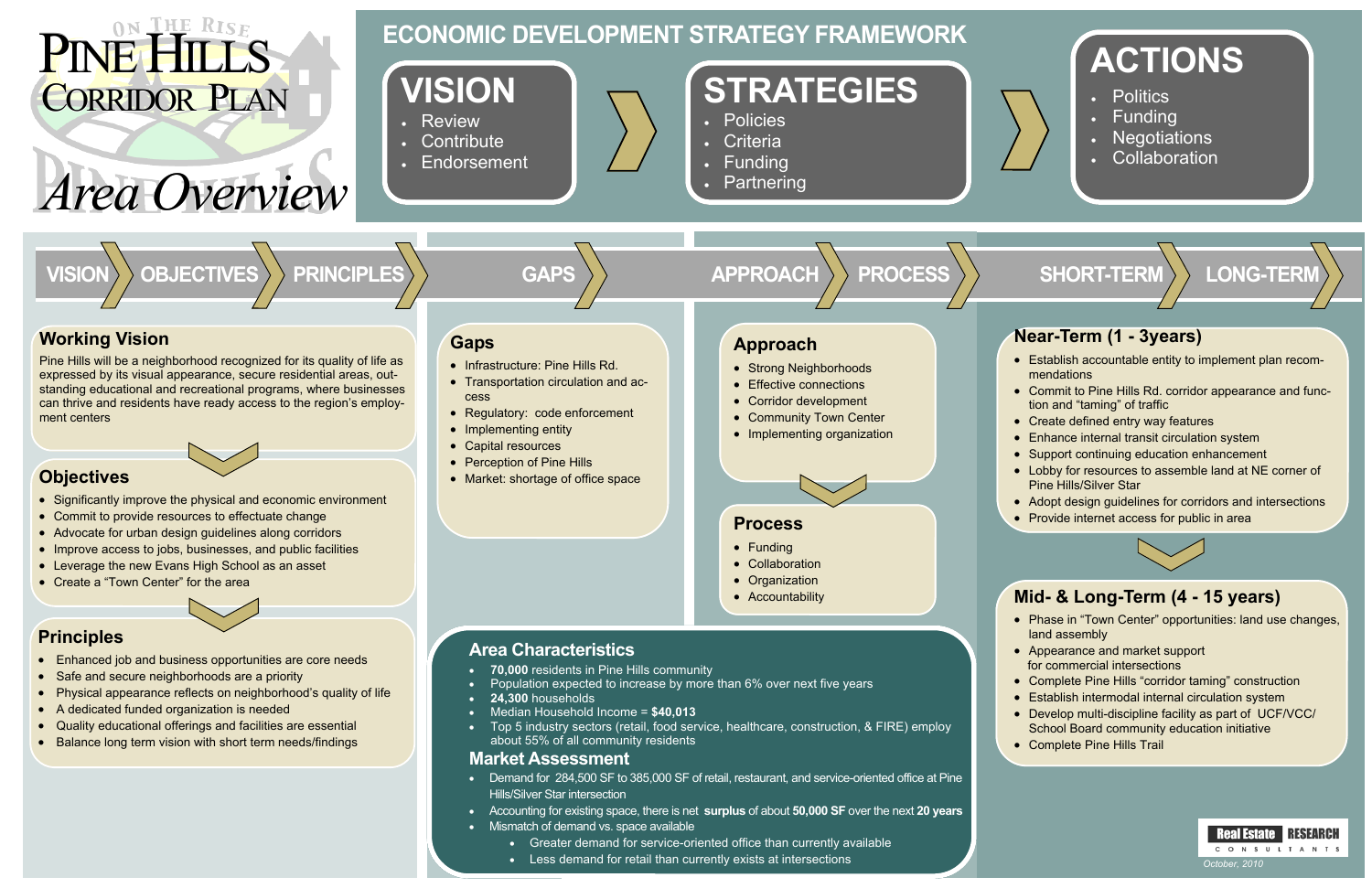# Pine Hills Corridor Plan

On The Rise

## Area Overview

## ECONOMIC DEVELOPMENT STRATEGY FRAMEWORK

**VISION**
- Review
- Contribute
- Endorsement

**STRATEGIES**
- Policies
- Criteria
- Funding
- Partnering

**ACTIONS**
- Politics
- Funding
- Negotiations
- Collaboration

VISION › OBJECTIVES › PRINCIPLES › GAPS › APPROACH › PROCESS › SHORT-TERM › LONG-TERM

### Working Vision

Pine Hills will be a neighborhood recognized for its quality of life as expressed by its visual appearance, secure residential areas, outstanding educational and recreational programs, where businesses can thrive and residents have ready access to the region's employment centers

### Objectives

- Significantly improve the physical and economic environment
- Commit to provide resources to effectuate change
- Advocate for urban design guidelines along corridors
- Improve access to jobs, businesses, and public facilities
- Leverage the new Evans High School as an asset
- Create a "Town Center" for the area

### Principles

- Enhanced job and business opportunities are core needs
- Safe and secure neighborhoods are a priority
- Physical appearance reflects on neighborhood's quality of life
- A dedicated funded organization is needed
- Quality educational offerings and facilities are essential
- Balance long term vision with short term needs/findings

### Gaps

- Infrastructure: Pine Hills Rd.
- Transportation circulation and access
- Regulatory: code enforcement
- Implementing entity
- Capital resources
- Perception of Pine Hills
- Market: shortage of office space

### Approach

- Strong Neighborhoods
- Effective connections
- Corridor development
- Community Town Center
- Implementing organization

### Process

- Funding
- Collaboration
- Organization
- Accountability

### Area Characteristics

- **70,000** residents in Pine Hills community
- Population expected to increase by more than 6% over next five years
- **24,300** households
- Median Household Income = **$40,013**
- Top 5 industry sectors (retail, food service, healthcare, construction, & FIRE) employ about 55% of all community residents

### Market Assessment

- Demand for 284,500 SF to 385,000 SF of retail, restaurant, and service-oriented office at Pine Hills/Silver Star intersection
- Accounting for existing space, there is net **surplus** of about **50,000 SF** over the next **20 years**
- Mismatch of demand vs. space available
  - Greater demand for service-oriented office than currently available
  - Less demand for retail than currently exists at intersections

### Near-Term (1 - 3years)

- Establish accountable entity to implement plan recommendations
- Commit to Pine Hills Rd. corridor appearance and function and "taming" of traffic
- Create defined entry way features
- Enhance internal transit circulation system
- Support continuing education enhancement
- Lobby for resources to assemble land at NE corner of Pine Hills/Silver Star
- Adopt design guidelines for corridors and intersections
- Provide internet access for public in area

### Mid- & Long-Term (4 - 15 years)

- Phase in "Town Center" opportunities: land use changes, land assembly
- Appearance and market support for commercial intersections
- Complete Pine Hills "corridor taming" construction
- Establish intermodal internal circulation system
- Develop multi-discipline facility as part of UCF/VCC/School Board community education initiative
- Complete Pine Hills Trail

Real Estate RESEARCH CONSULTANTS

*October, 2010*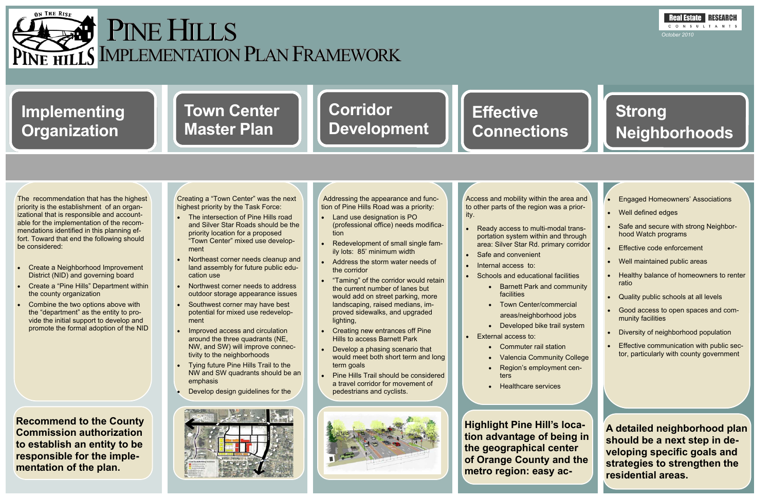# PINE HILLS IMPLEMENTATION PLAN FRAMEWORK

ON THE RISE PINE HILLS

Real Estate RESEARCH CONSULTANTS

October 2010

## Implementing Organization

The recommendation that has the highest priority is the establishment of an organizational that is responsible and accountable for the implementation of the recommendations identified in this planning effort. Toward that end the following should be considered:

- Create a Neighborhood Improvement District (NID) and governing board
- Create a "Pine Hills" Department within the county organization
- Combine the two options above with the "department" as the entity to provide the initial support to develop and promote the formal adoption of the NID

**Recommend to the County Commission authorization to establish an entity to be responsible for the implementation of the plan.**

## Town Center Master Plan

Creating a "Town Center" was the next highest priority by the Task Force:

- The intersection of Pine Hills road and Silver Star Roads should be the priority location for a proposed "Town Center" mixed use development
- Northeast corner needs cleanup and land assembly for future public education use
- Northwest corner needs to address outdoor storage appearance issues
- Southwest corner may have best potential for mixed use redevelopment
- Improved access and circulation around the three quadrants (NE, NW, and SW) will improve connectivity to the neighborhoods
- Tying future Pine Hills Trail to the NW and SW quadrants should be an emphasis
- Develop design guidelines for the

## Corridor Development

Addressing the appearance and function of Pine Hills Road was a priority:

- Land use designation is PO (professional office) needs modification
- Redevelopment of small single family lots: 85' minimum width
- Address the storm water needs of the corridor
- "Taming" of the corridor would retain the current number of lanes but would add on street parking, more landscaping, raised medians, improved sidewalks, and upgraded lighting,
- Creating new entrances off Pine Hills Road to access Barnett Park
- Develop a phasing scenario that would meet both short term and long term goals
- Pine Hills Trail should be considered a travel corridor for movement of pedestrians and cyclists.

## Effective Connections

Access and mobility within the area and to other parts of the region was a priority.

- Ready access to multi-modal transportation system within and through area: Silver Star Rd. primary corridor
- Safe and convenient
- Internal access to:
- Schools and educational facilities
  - Barnett Park and community facilities
  - Town Center/commercial areas/neighborhood jobs
  - Developed bike trail system
- External access to:
  - Commuter rail station
  - Valencia Community College
  - Region's employment centers
  - Healthcare services

**Highlight Pine Hill's location advantage of being in the geographical center of Orange County and the metro region: easy ac-**

## Strong Neighborhoods

- Engaged Homeowners' Associations
- Well defined edges
- Safe and secure with strong Neighborhood Watch programs
- Effective code enforcement
- Well maintained public areas
- Healthy balance of homeowners to renter ratio
- Quality public schools at all levels
- Good access to open spaces and community facilities
- Diversity of neighborhood population
- Effective communication with public sector, particularly with county government

**A detailed neighborhood plan should be a next step in developing specific goals and strategies to strengthen the residential areas.**